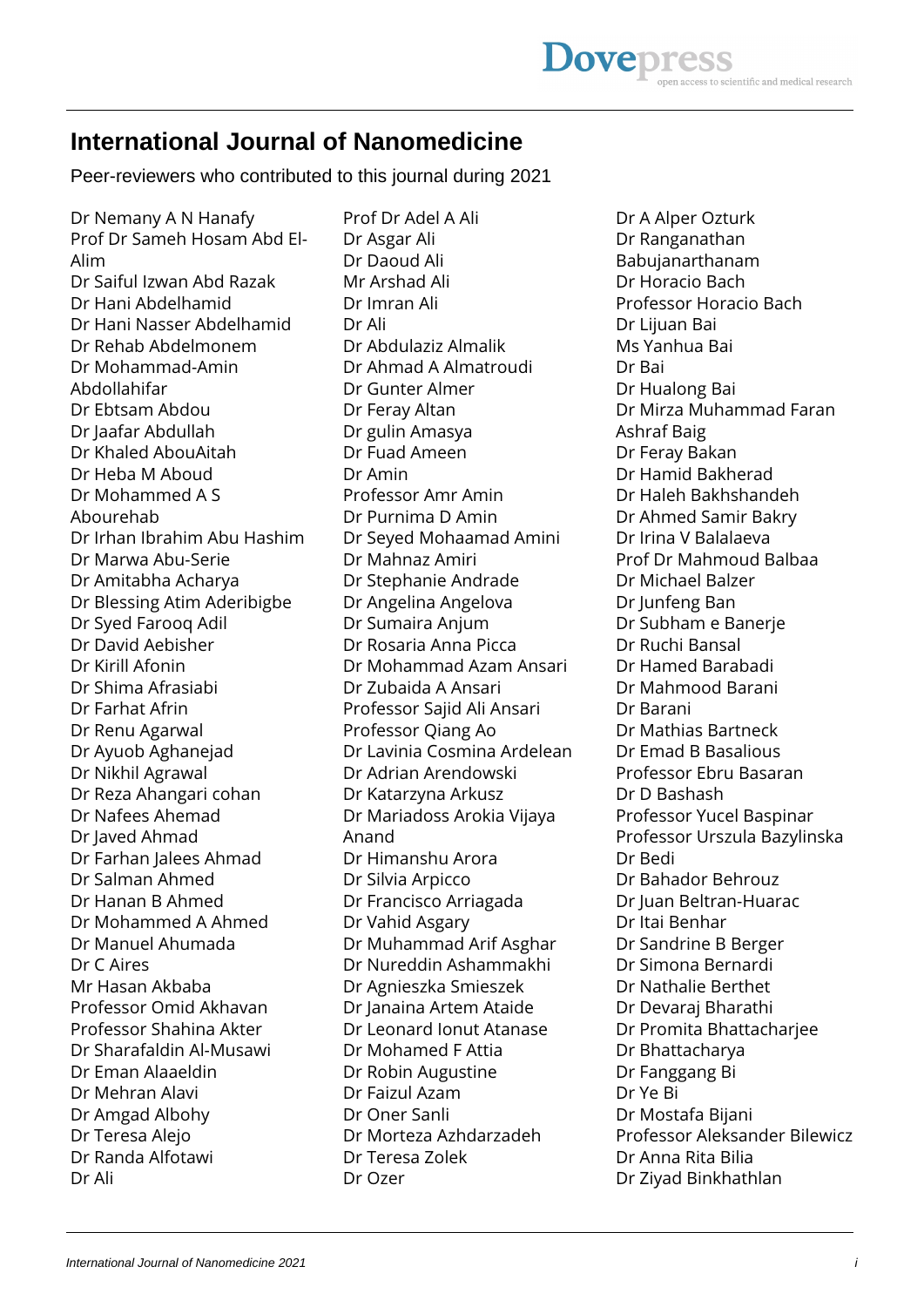# International Journal of Nanomedicine

Peer-reviewers who contributed to this journal during 2021

Dr Nemany A N Hanafy
Prof Dr Sameh Hosam Abd El-Alim
Dr Saiful Izwan Abd Razak
Dr Hani Abdelhamid
Dr Hani Nasser Abdelhamid
Dr Rehab Abdelmonem
Dr Mohammad-Amin Abdollahifar
Dr Ebtsam Abdou
Dr Jaafar Abdullah
Dr Khaled AbouAitah
Dr Heba M Aboud
Dr Mohammed A S Abourehab
Dr Irhan Ibrahim Abu Hashim
Dr Marwa Abu-Serie
Dr Amitabha Acharya
Dr Blessing Atim Aderibigbe
Dr Syed Farooq Adil
Dr David Aebisher
Dr Kirill Afonin
Dr Shima Afrasiabi
Dr Farhat Afrin
Dr Renu Agarwal
Dr Ayuob Aghanejad
Dr Nikhil Agrawal
Dr Reza Ahangari cohan
Dr Nafees Ahemad
Dr Javed Ahmad
Dr Farhan Jalees Ahmad
Dr Salman Ahmed
Dr Hanan B Ahmed
Dr Mohammed A Ahmed
Dr Manuel Ahumada
Dr C Aires
Mr Hasan Akbaba
Professor Omid Akhavan
Professor Shahina Akter
Dr Sharafaldin Al-Musawi
Dr Eman Alaaeldin
Dr Mehran Alavi
Dr Amgad Albohy
Dr Teresa Alejo
Dr Randa Alfotawi
Dr Ali
Prof Dr Adel A Ali
Dr Asgar Ali
Dr Daoud Ali
Mr Arshad Ali
Dr Imran Ali
Dr Ali
Dr Abdulaziz Almalik
Dr Ahmad A Almatroudi
Dr Gunter Almer
Dr Feray Altan
Dr gulin Amasya
Dr Fuad Ameen
Dr Amin
Professor Amr Amin
Dr Purnima D Amin
Dr Seyed Mohaamad Amini
Dr Mahnaz Amiri
Dr Stephanie Andrade
Dr Angelina Angelova
Dr Sumaira Anjum
Dr Rosaria Anna Picca
Dr Mohammad Azam Ansari
Dr Zubaida A Ansari
Professor Sajid Ali Ansari
Professor Qiang Ao
Dr Lavinia Cosmina Ardelean
Dr Adrian Arendowski
Dr Katarzyna Arkusz
Dr Mariadoss Arokia Vijaya Anand
Dr Himanshu Arora
Dr Silvia Arpicco
Dr Francisco Arriagada
Dr Vahid Asgary
Dr Muhammad Arif Asghar
Dr Nureddin Ashammakhi
Dr Agnieszka Smieszek
Dr Janaina Artem Ataide
Dr Leonard Ionut Atanase
Dr Mohamed F Attia
Dr Robin Augustine
Dr Faizul Azam
Dr Oner Sanli
Dr Morteza Azhdarzadeh
Dr Teresa Zolek
Dr Ozer
Dr A Alper Ozturk
Dr Ranganathan Babujanarthanam
Dr Horacio Bach
Professor Horacio Bach
Dr Lijuan Bai
Ms Yanhua Bai
Dr Bai
Dr Hualong Bai
Dr Mirza Muhammad Faran Ashraf Baig
Dr Feray Bakan
Dr Hamid Bakherad
Dr Haleh Bakhshandeh
Dr Ahmed Samir Bakry
Dr Irina V Balalaeva
Prof Dr Mahmoud Balbaa
Dr Michael Balzer
Dr Junfeng Ban
Dr Subham e Banerje
Dr Ruchi Bansal
Dr Hamed Barabadi
Dr Mahmood Barani
Dr Barani
Dr Mathias Bartneck
Dr Emad B Basalious
Professor Ebru Basaran
Dr D Bashash
Professor Yucel Baspinar
Professor Urszula Bazylinska
Dr Bedi
Dr Bahador Behrouz
Dr Juan Beltran-Huarac
Dr Itai Benhar
Dr Sandrine B Berger
Dr Simona Bernardi
Dr Nathalie Berthet
Dr Devaraj Bharathi
Dr Promita Bhattacharjee
Dr Bhattacharya
Dr Fanggang Bi
Dr Ye Bi
Dr Mostafa Bijani
Professor Aleksander Bilewicz
Dr Anna Rita Bilia
Dr Ziyad Binkhathlan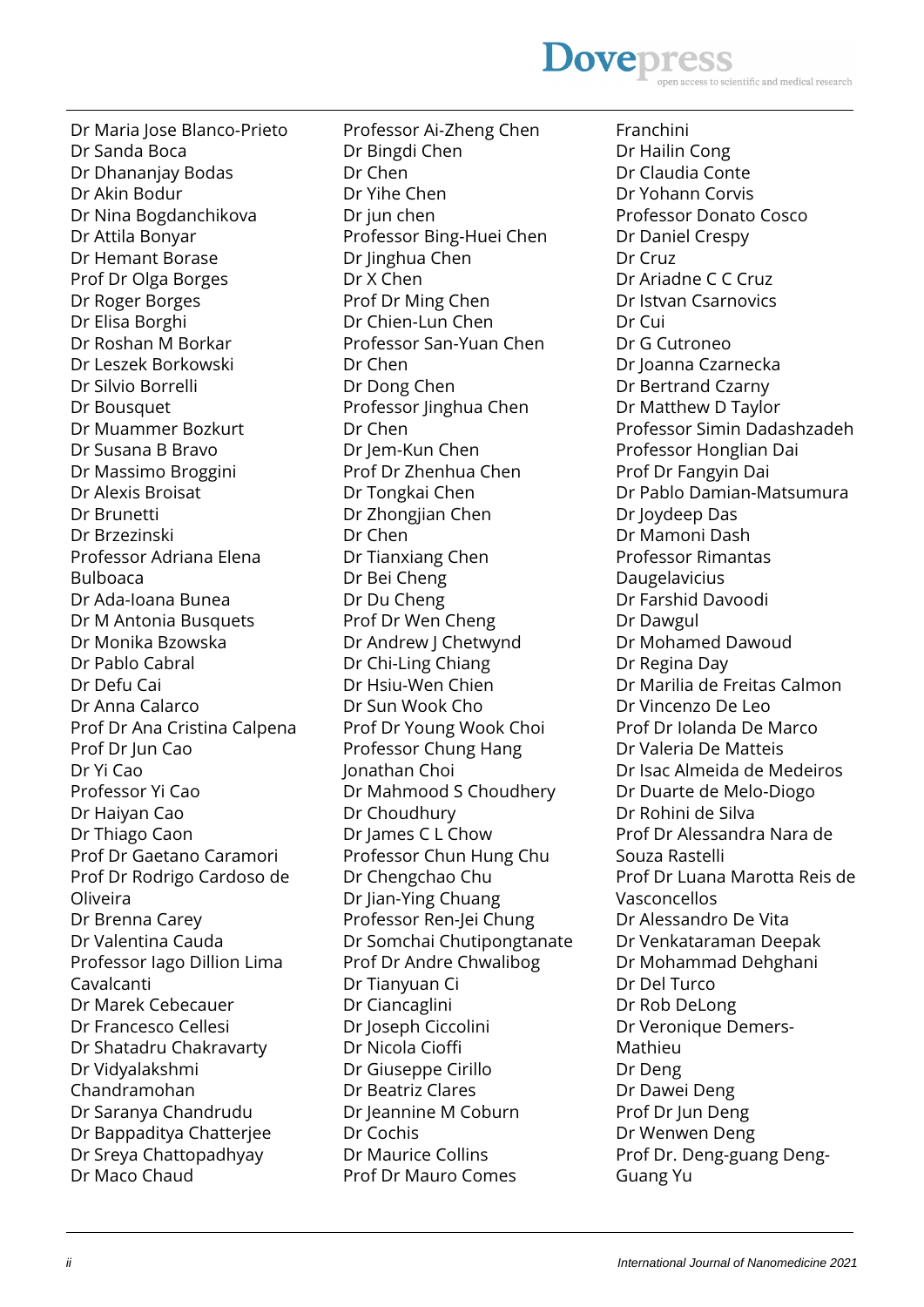Dr Maria Jose Blanco-Prieto
Dr Sanda Boca
Dr Dhananjay Bodas
Dr Akin Bodur
Dr Nina Bogdanchikova
Dr Attila Bonyar
Dr Hemant Borase
Prof Dr Olga Borges
Dr Roger Borges
Dr Elisa Borghi
Dr Roshan M Borkar
Dr Leszek Borkowski
Dr Silvio Borrelli
Dr Bousquet
Dr Muammer Bozkurt
Dr Susana B Bravo
Dr Massimo Broggini
Dr Alexis Broisat
Dr Brunetti
Dr Brzezinski
Professor Adriana Elena Bulboaca
Dr Ada-Ioana Bunea
Dr M Antonia Busquets
Dr Monika Bzowska
Dr Pablo Cabral
Dr Defu Cai
Dr Anna Calarco
Prof Dr Ana Cristina Calpena
Prof Dr Jun Cao
Dr Yi Cao
Professor Yi Cao
Dr Haiyan Cao
Dr Thiago Caon
Prof Dr Gaetano Caramori
Prof Dr Rodrigo Cardoso de Oliveira
Dr Brenna Carey
Dr Valentina Cauda
Professor Iago Dillion Lima Cavalcanti
Dr Marek Cebecauer
Dr Francesco Cellesi
Dr Shatadru Chakravarty
Dr Vidyalakshmi Chandramohan
Dr Saranya Chandrudu
Dr Bappaditya Chatterjee
Dr Sreya Chattopadhyay
Dr Maco Chaud
Professor Ai-Zheng Chen
Dr Bingdi Chen
Dr Chen
Dr Yihe Chen
Dr jun chen
Professor Bing-Huei Chen
Dr Jinghua Chen
Dr X Chen
Prof Dr Ming Chen
Dr Chien-Lun Chen
Professor San-Yuan Chen
Dr Chen
Dr Dong Chen
Professor Jinghua Chen
Dr Chen
Dr Jem-Kun Chen
Prof Dr Zhenhua Chen
Dr Tongkai Chen
Dr Zhongjian Chen
Dr Chen
Dr Tianxiang Chen
Dr Bei Cheng
Dr Du Cheng
Prof Dr Wen Cheng
Dr Andrew J Chetwynd
Dr Chi-Ling Chiang
Dr Hsiu-Wen Chien
Dr Sun Wook Cho
Prof Dr Young Wook Choi
Professor Chung Hang Jonathan Choi
Dr Mahmood S Choudhery
Dr Choudhury
Dr James C L Chow
Professor Chun Hung Chu
Dr Chengchao Chu
Dr Jian-Ying Chuang
Professor Ren-Jei Chung
Dr Somchai Chutipongtanate
Prof Dr Andre Chwalibog
Dr Tianyuan Ci
Dr Ciancaglini
Dr Joseph Ciccolini
Dr Nicola Cioffi
Dr Giuseppe Cirillo
Dr Beatriz Clares
Dr Jeannine M Coburn
Dr Cochis
Dr Maurice Collins
Prof Dr Mauro Comes Franchini
Dr Hailin Cong
Dr Claudia Conte
Dr Yohann Corvis
Professor Donato Cosco
Dr Daniel Crespy
Dr Cruz
Dr Ariadne C C Cruz
Dr Istvan Csarnovics
Dr Cui
Dr G Cutroneo
Dr Joanna Czarnecka
Dr Bertrand Czarny
Dr Matthew D Taylor
Professor Simin Dadashzadeh
Professor Honglian Dai
Prof Dr Fangyin Dai
Dr Pablo Damian-Matsumura
Dr Joydeep Das
Dr Mamoni Dash
Professor Rimantas Daugelavicius
Dr Farshid Davoodi
Dr Dawgul
Dr Mohamed Dawoud
Dr Regina Day
Dr Marilia de Freitas Calmon
Dr Vincenzo De Leo
Prof Dr Iolanda De Marco
Dr Valeria De Matteis
Dr Isac Almeida de Medeiros
Dr Duarte de Melo-Diogo
Dr Rohini de Silva
Prof Dr Alessandra Nara de Souza Rastelli
Prof Dr Luana Marotta Reis de Vasconcellos
Dr Alessandro De Vita
Dr Venkataraman Deepak
Dr Mohammad Dehghani
Dr Del Turco
Dr Rob DeLong
Dr Veronique Demers-Mathieu
Dr Deng
Dr Dawei Deng
Prof Dr Jun Deng
Dr Wenwen Deng
Prof Dr. Deng-guang Deng-Guang Yu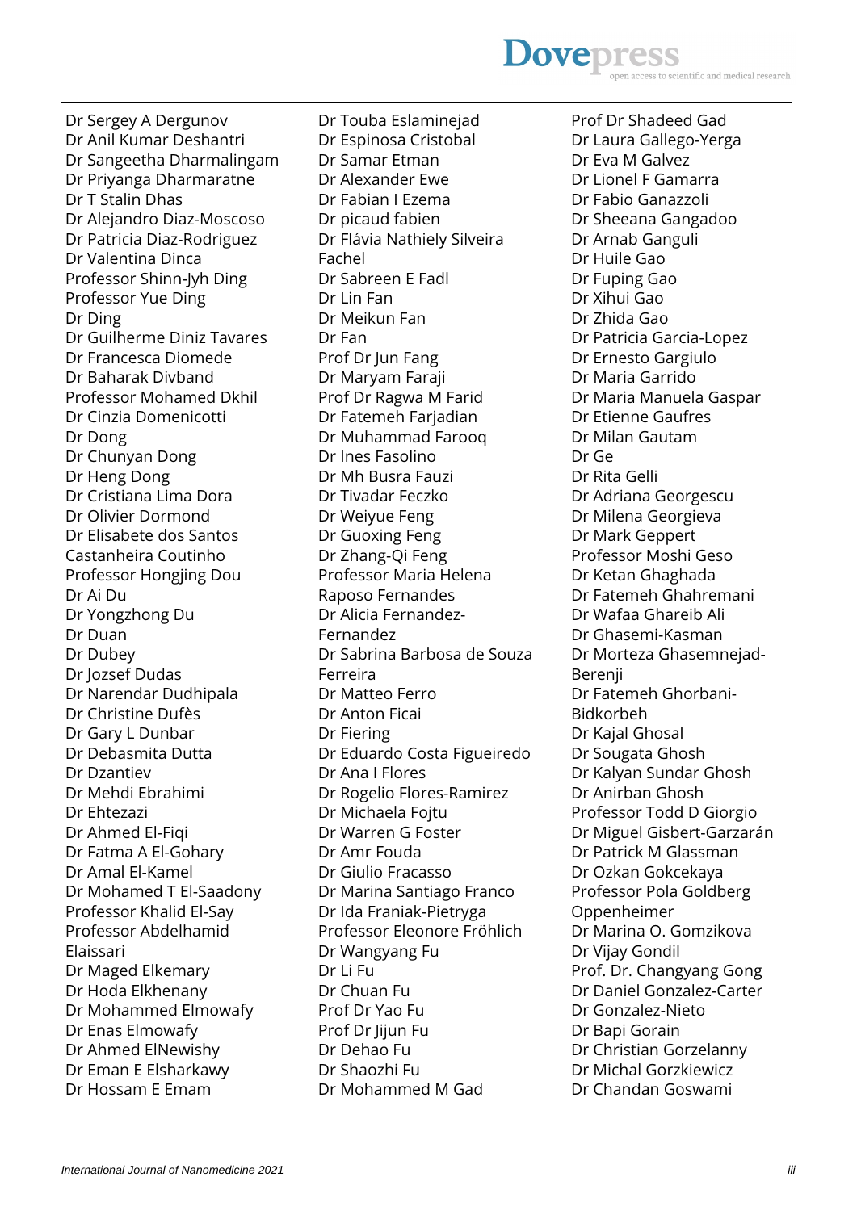Dr Sergey A Dergunov
Dr Anil Kumar Deshantri
Dr Sangeetha Dharmalingam
Dr Priyanga Dharmaratne
Dr T Stalin Dhas
Dr Alejandro Diaz-Moscoso
Dr Patricia Diaz-Rodriguez
Dr Valentina Dinca
Professor Shinn-Jyh Ding
Professor Yue Ding
Dr Ding
Dr Guilherme Diniz Tavares
Dr Francesca Diomede
Dr Baharak Divband
Professor Mohamed Dkhil
Dr Cinzia Domenicotti
Dr Dong
Dr Chunyan Dong
Dr Heng Dong
Dr Cristiana Lima Dora
Dr Olivier Dormond
Dr Elisabete dos Santos Castanheira Coutinho
Professor Hongjing Dou
Dr Ai Du
Dr Yongzhong Du
Dr Duan
Dr Dubey
Dr Jozsef Dudas
Dr Narendar Dudhipala
Dr Christine Dufès
Dr Gary L Dunbar
Dr Debasmita Dutta
Dr Dzantiev
Dr Mehdi Ebrahimi
Dr Ehtezazi
Dr Ahmed El-Fiqi
Dr Fatma A El-Gohary
Dr Amal El-Kamel
Dr Mohamed T El-Saadony
Professor Khalid El-Say
Professor Abdelhamid Elaissari
Dr Maged Elkemary
Dr Hoda Elkhenany
Dr Mohammed Elmowafy
Dr Enas Elmowafy
Dr Ahmed ElNewishy
Dr Eman E Elsharkawy
Dr Hossam E Emam
Dr Touba Eslaminejad
Dr Espinosa Cristobal
Dr Samar Etman
Dr Alexander Ewe
Dr Fabian I Ezema
Dr picaud fabien
Dr Flávia Nathiely Silveira Fachel
Dr Sabreen E Fadl
Dr Lin Fan
Dr Meikun Fan
Dr Fan
Prof Dr Jun Fang
Dr Maryam Faraji
Prof Dr Ragwa M Farid
Dr Fatemeh Farjadian
Dr Muhammad Farooq
Dr Ines Fasolino
Dr Mh Busra Fauzi
Dr Tivadar Feczko
Dr Weiyue Feng
Dr Guoxing Feng
Dr Zhang-Qi Feng
Professor Maria Helena Raposo Fernandes
Dr Alicia Fernandez-Fernandez
Dr Sabrina Barbosa de Souza Ferreira
Dr Matteo Ferro
Dr Anton Ficai
Dr Fiering
Dr Eduardo Costa Figueiredo
Dr Ana I Flores
Dr Rogelio Flores-Ramirez
Dr Michaela Fojtu
Dr Warren G Foster
Dr Amr Fouda
Dr Giulio Fracasso
Dr Marina Santiago Franco
Dr Ida Franiak-Pietryga
Professor Eleonore Fröhlich
Dr Wangyang Fu
Dr Li Fu
Dr Chuan Fu
Prof Dr Yao Fu
Prof Dr Jijun Fu
Dr Dehao Fu
Dr Shaozhi Fu
Dr Mohammed M Gad
Prof Dr Shadeed Gad
Dr Laura Gallego-Yerga
Dr Eva M Galvez
Dr Lionel F Gamarra
Dr Fabio Ganazzoli
Dr Sheeana Gangadoo
Dr Arnab Ganguli
Dr Huile Gao
Dr Fuping Gao
Dr Xihui Gao
Dr Zhida Gao
Dr Patricia Garcia-Lopez
Dr Ernesto Gargiulo
Dr Maria Garrido
Dr Maria Manuela Gaspar
Dr Etienne Gaufres
Dr Milan Gautam
Dr Ge
Dr Rita Gelli
Dr Adriana Georgescu
Dr Milena Georgieva
Dr Mark Geppert
Professor Moshi Geso
Dr Ketan Ghaghada
Dr Fatemeh Ghahremani
Dr Wafaa Ghareib Ali
Dr Ghasemi-Kasman
Dr Morteza Ghasemnejad-Berenji
Dr Fatemeh Ghorbani-Bidkorbeh
Dr Kajal Ghosal
Dr Sougata Ghosh
Dr Kalyan Sundar Ghosh
Dr Anirban Ghosh
Professor Todd D Giorgio
Dr Miguel Gisbert-Garzarán
Dr Patrick M Glassman
Dr Ozkan Gokcekaya
Professor Pola Goldberg Oppenheimer
Dr Marina O. Gomzikova
Dr Vijay Gondil
Prof. Dr. Changyang Gong
Dr Daniel Gonzalez-Carter
Dr Gonzalez-Nieto
Dr Bapi Gorain
Dr Christian Gorzelanny
Dr Michal Gorzkiewicz
Dr Chandan Goswami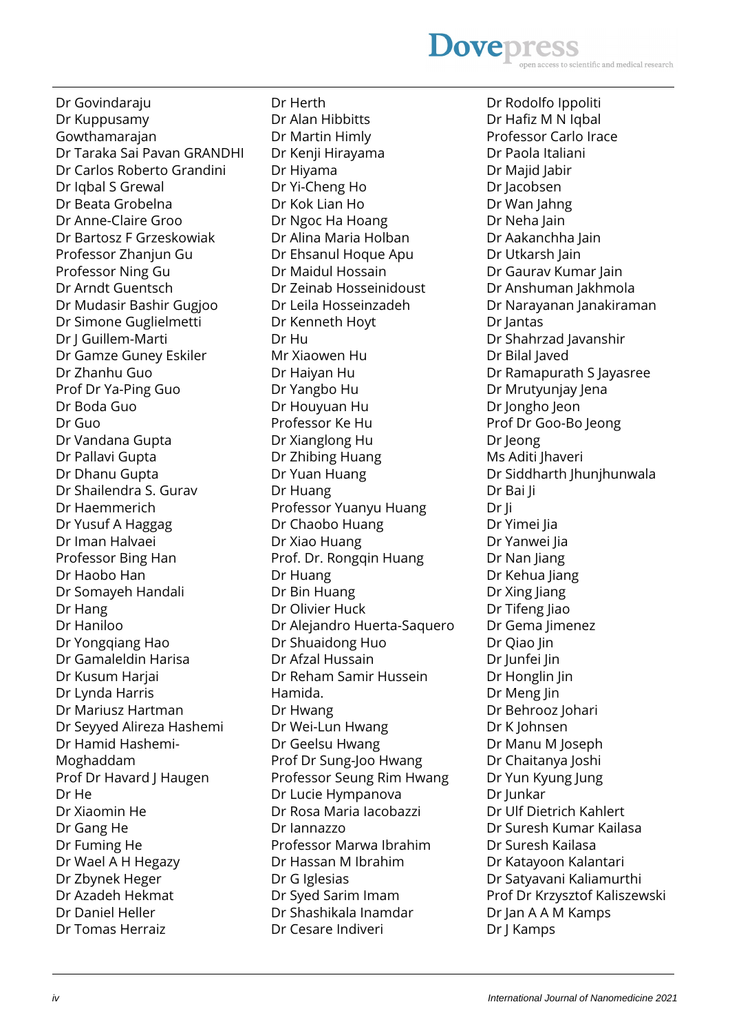Dr Govindaraju
Dr Kuppusamy Gowthamarajan
Dr Taraka Sai Pavan GRANDHI
Dr Carlos Roberto Grandini
Dr Iqbal S Grewal
Dr Beata Grobelna
Dr Anne-Claire Groo
Dr Bartosz F Grzeskowiak
Professor Zhanjun Gu
Professor Ning Gu
Dr Arndt Guentsch
Dr Mudasir Bashir Gugjoo
Dr Simone Guglielmetti
Dr J Guillem-Marti
Dr Gamze Guney Eskiler
Dr Zhanhu Guo
Prof Dr Ya-Ping Guo
Dr Boda Guo
Dr Guo
Dr Vandana Gupta
Dr Pallavi Gupta
Dr Dhanu Gupta
Dr Shailendra S. Gurav
Dr Haemmerich
Dr Yusuf A Haggag
Dr Iman Halvaei
Professor Bing Han
Dr Haobo Han
Dr Somayeh Handali
Dr Hang
Dr Haniloo
Dr Yongqiang Hao
Dr Gamaleldin Harisa
Dr Kusum Harjai
Dr Lynda Harris
Dr Mariusz Hartman
Dr Seyyed Alireza Hashemi
Dr Hamid Hashemi-Moghaddam
Prof Dr Havard J Haugen
Dr He
Dr Xiaomin He
Dr Gang He
Dr Fuming He
Dr Wael A H Hegazy
Dr Zbynek Heger
Dr Azadeh Hekmat
Dr Daniel Heller
Dr Tomas Herraiz
Dr Herth
Dr Alan Hibbitts
Dr Martin Himly
Dr Kenji Hirayama
Dr Hiyama
Dr Yi-Cheng Ho
Dr Kok Lian Ho
Dr Ngoc Ha Hoang
Dr Alina Maria Holban
Dr Ehsanul Hoque Apu
Dr Maidul Hossain
Dr Zeinab Hosseinidoust
Dr Leila Hosseinzadeh
Dr Kenneth Hoyt
Dr Hu
Mr Xiaowen Hu
Dr Haiyan Hu
Dr Yangbo Hu
Dr Houyuan Hu
Professor Ke Hu
Dr Xianglong Hu
Dr Zhibing Huang
Dr Yuan Huang
Dr Huang
Professor Yuanyu Huang
Dr Chaobo Huang
Dr Xiao Huang
Prof. Dr. Rongqin Huang
Dr Huang
Dr Bin Huang
Dr Olivier Huck
Dr Alejandro Huerta-Saquero
Dr Shuaidong Huo
Dr Afzal Hussain
Dr Reham Samir Hussein Hamida.
Dr Hwang
Dr Wei-Lun Hwang
Dr Geelsu Hwang
Prof Dr Sung-Joo Hwang
Professor Seung Rim Hwang
Dr Lucie Hympanova
Dr Rosa Maria Iacobazzi
Dr Iannazzo
Professor Marwa Ibrahim
Dr Hassan M Ibrahim
Dr G Iglesias
Dr Syed Sarim Imam
Dr Shashikala Inamdar
Dr Cesare Indiveri
Dr Rodolfo Ippoliti
Dr Hafiz M N Iqbal
Professor Carlo Irace
Dr Paola Italiani
Dr Majid Jabir
Dr Jacobsen
Dr Wan Jahng
Dr Neha Jain
Dr Aakanchha Jain
Dr Utkarsh Jain
Dr Gaurav Kumar Jain
Dr Anshuman Jakhmola
Dr Narayanan Janakiraman
Dr Jantas
Dr Shahrzad Javanshir
Dr Bilal Javed
Dr Ramapurath S Jayasree
Dr Mrutyunjay Jena
Dr Jongho Jeon
Prof Dr Goo-Bo Jeong
Dr Jeong
Ms Aditi Jhaveri
Dr Siddharth Jhunjhunwala
Dr Bai Ji
Dr Ji
Dr Yimei Jia
Dr Yanwei Jia
Dr Nan Jiang
Dr Kehua Jiang
Dr Xing Jiang
Dr Tifeng Jiao
Dr Gema Jimenez
Dr Qiao Jin
Dr Junfei Jin
Dr Honglin Jin
Dr Meng Jin
Dr Behrooz Johari
Dr K Johnsen
Dr Manu M Joseph
Dr Chaitanya Joshi
Dr Yun Kyung Jung
Dr Junkar
Dr Ulf Dietrich Kahlert
Dr Suresh Kumar Kailasa
Dr Suresh Kailasa
Dr Katayoon Kalantari
Dr Satyavani Kaliamurthi
Prof Dr Krzysztof Kaliszewski
Dr Jan A A M Kamps
Dr J Kamps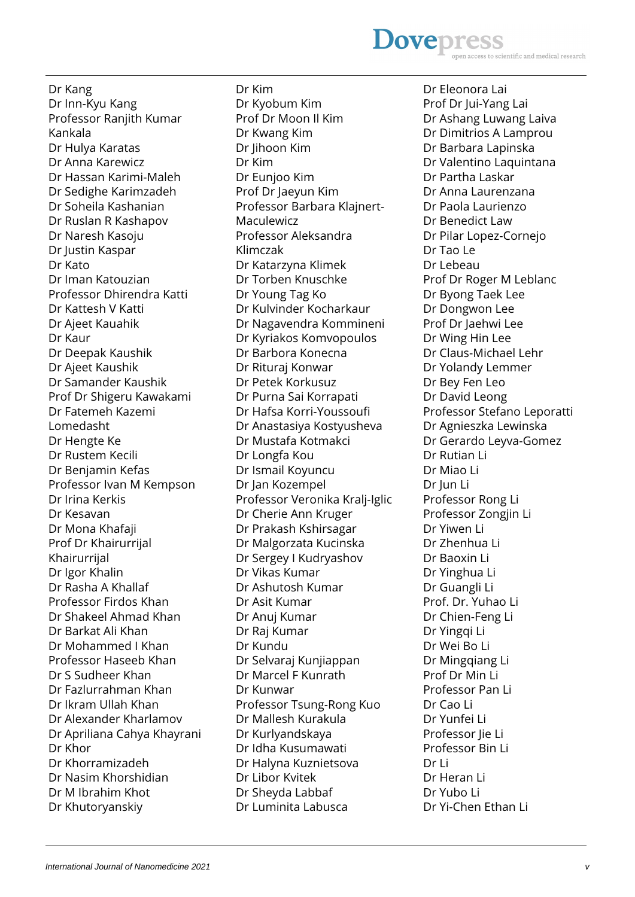Dr Kang
Dr Inn-Kyu Kang
Professor Ranjith Kumar Kankala
Dr Hulya Karatas
Dr Anna Karewicz
Dr Hassan Karimi-Maleh
Dr Sedighe Karimzadeh
Dr Soheila Kashanian
Dr Ruslan R Kashapov
Dr Naresh Kasoju
Dr Justin Kaspar
Dr Kato
Dr Iman Katouzian
Professor Dhirendra Katti
Dr Kattesh V Katti
Dr Ajeet Kauahik
Dr Kaur
Dr Deepak Kaushik
Dr Ajeet Kaushik
Dr Samander Kaushik
Prof Dr Shigeru Kawakami
Dr Fatemeh Kazemi Lomedasht
Dr Hengte Ke
Dr Rustem Kecili
Dr Benjamin Kefas
Professor Ivan M Kempson
Dr Irina Kerkis
Dr Kesavan
Dr Mona Khafaji
Prof Dr Khairurrijal Khairurrijal
Dr Igor Khalin
Dr Rasha A Khallaf
Professor Firdos Khan
Dr Shakeel Ahmad Khan
Dr Barkat Ali Khan
Dr Mohammed I Khan
Professor Haseeb Khan
Dr S Sudheer Khan
Dr Fazlurrahman Khan
Dr Ikram Ullah Khan
Dr Alexander Kharlamov
Dr Apriliana Cahya Khayrani
Dr Khor
Dr Khorramizadeh
Dr Nasim Khorshidian
Dr M Ibrahim Khot
Dr Khutoryanskiy
Dr Kim
Dr Kyobum Kim
Prof Dr Moon Il Kim
Dr Kwang Kim
Dr Jihoon Kim
Dr Kim
Dr Eunjoo Kim
Prof Dr Jaeyun Kim
Professor Barbara Klajnert-Maculewicz
Professor Aleksandra Klimczak
Dr Katarzyna Klimek
Dr Torben Knuschke
Dr Young Tag Ko
Dr Kulvinder Kocharkaur
Dr Nagavendra Kommineni
Dr Kyriakos Komvopoulos
Dr Barbora Konecna
Dr Rituraj Konwar
Dr Petek Korkusuz
Dr Purna Sai Korrapati
Dr Hafsa Korri-Youssoufi
Dr Anastasiya Kostyusheva
Dr Mustafa Kotmakci
Dr Longfa Kou
Dr Ismail Koyuncu
Dr Jan Kozempel
Professor Veronika Kralj-Iglic
Dr Cherie Ann Kruger
Dr Prakash Kshirsagar
Dr Malgorzata Kucinska
Dr Sergey I Kudryashov
Dr Vikas Kumar
Dr Ashutosh Kumar
Dr Asit Kumar
Dr Anuj Kumar
Dr Raj Kumar
Dr Kundu
Dr Selvaraj Kunjiappan
Dr Marcel F Kunrath
Dr Kunwar
Professor Tsung-Rong Kuo
Dr Mallesh Kurakula
Dr Kurlyandskaya
Dr Idha Kusumawati
Dr Halyna Kuznietsova
Dr Libor Kvitek
Dr Sheyda Labbaf
Dr Luminita Labusca
Dr Eleonora Lai
Prof Dr Jui-Yang Lai
Dr Ashang Luwang Laiva
Dr Dimitrios A Lamprou
Dr Barbara Lapinska
Dr Valentino Laquintana
Dr Partha Laskar
Dr Anna Laurenzana
Dr Paola Laurienzo
Dr Benedict Law
Dr Pilar Lopez-Cornejo
Dr Tao Le
Dr Lebeau
Prof Dr Roger M Leblanc
Dr Byong Taek Lee
Dr Dongwon Lee
Prof Dr Jaehwi Lee
Dr Wing Hin Lee
Dr Claus-Michael Lehr
Dr Yolandy Lemmer
Dr Bey Fen Leo
Dr David Leong
Professor Stefano Leporatti
Dr Agnieszka Lewinska
Dr Gerardo Leyva-Gomez
Dr Rutian Li
Dr Miao Li
Dr Jun Li
Professor Rong Li
Professor Zongjin Li
Dr Yiwen Li
Dr Zhenhua Li
Dr Baoxin Li
Dr Yinghua Li
Dr Guangli Li
Prof. Dr. Yuhao Li
Dr Chien-Feng Li
Dr Yingqi Li
Dr Wei Bo Li
Dr Mingqiang Li
Prof Dr Min Li
Professor Pan Li
Dr Cao Li
Dr Yunfei Li
Professor Jie Li
Professor Bin Li
Dr Li
Dr Heran Li
Dr Yubo Li
Dr Yi-Chen Ethan Li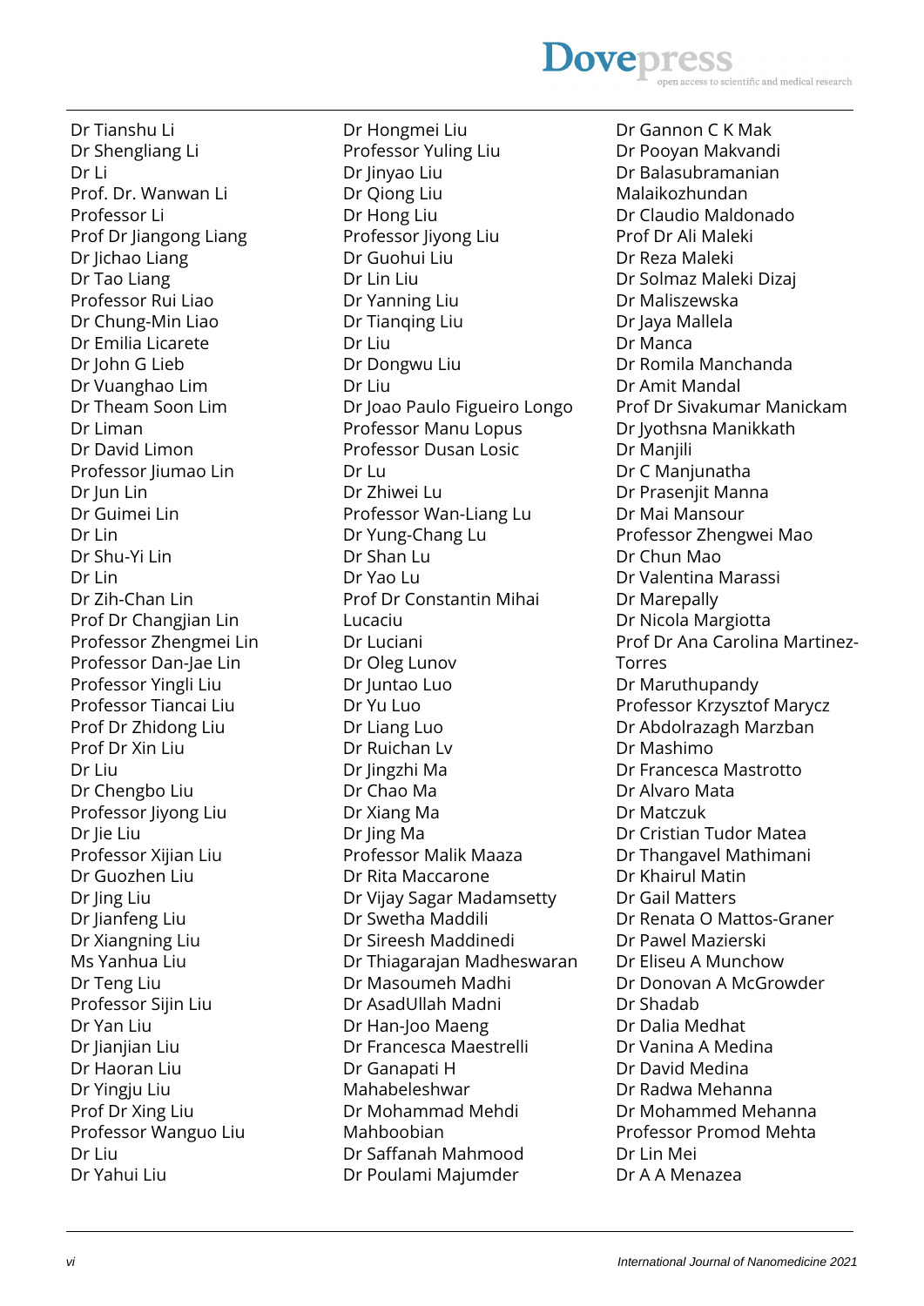Dr Tianshu Li
Dr Shengliang Li
Dr Li
Prof. Dr. Wanwan Li
Professor Li
Prof Dr Jiangong Liang
Dr Jichao Liang
Dr Tao Liang
Professor Rui Liao
Dr Chung-Min Liao
Dr Emilia Licarete
Dr John G Lieb
Dr Vuanghao Lim
Dr Theam Soon Lim
Dr Liman
Dr David Limon
Professor Jiumao Lin
Dr Jun Lin
Dr Guimei Lin
Dr Lin
Dr Shu-Yi Lin
Dr Lin
Dr Zih-Chan Lin
Prof Dr Changjian Lin
Professor Zhengmei Lin
Professor Dan-Jae Lin
Professor Yingli Liu
Professor Tiancai Liu
Prof Dr Zhidong Liu
Prof Dr Xin Liu
Dr Liu
Dr Chengbo Liu
Professor Jiyong Liu
Dr Jie Liu
Professor Xijian Liu
Dr Guozhen Liu
Dr Jing Liu
Dr Jianfeng Liu
Dr Xiangning Liu
Ms Yanhua Liu
Dr Teng Liu
Professor Sijin Liu
Dr Yan Liu
Dr Jianjian Liu
Dr Haoran Liu
Dr Yingju Liu
Prof Dr Xing Liu
Professor Wanguo Liu
Dr Liu
Dr Yahui Liu
Dr Hongmei Liu
Professor Yuling Liu
Dr Jinyao Liu
Dr Qiong Liu
Dr Hong Liu
Professor Jiyong Liu
Dr Guohui Liu
Dr Lin Liu
Dr Yanning Liu
Dr Tianqing Liu
Dr Liu
Dr Dongwu Liu
Dr Liu
Dr Joao Paulo Figueiro Longo
Professor Manu Lopus
Professor Dusan Losic
Dr Lu
Dr Zhiwei Lu
Professor Wan-Liang Lu
Dr Yung-Chang Lu
Dr Shan Lu
Dr Yao Lu
Prof Dr Constantin Mihai Lucaciu
Dr Luciani
Dr Oleg Lunov
Dr Juntao Luo
Dr Yu Luo
Dr Liang Luo
Dr Ruichan Lv
Dr Jingzhi Ma
Dr Chao Ma
Dr Xiang Ma
Dr Jing Ma
Professor Malik Maaza
Dr Rita Maccarone
Dr Vijay Sagar Madamsetty
Dr Swetha Maddili
Dr Sireesh Maddinedi
Dr Thiagarajan Madheswaran
Dr Masoumeh Madhi
Dr AsadUllah Madni
Dr Han-Joo Maeng
Dr Francesca Maestrelli
Dr Ganapati H Mahabeleshwar
Dr Mohammad Mehdi Mahboobian
Dr Saffanah Mahmood
Dr Poulami Majumder
Dr Gannon C K Mak
Dr Pooyan Makvandi
Dr Balasubramanian Malaikozhundan
Dr Claudio Maldonado
Prof Dr Ali Maleki
Dr Reza Maleki
Dr Solmaz Maleki Dizaj
Dr Maliszewska
Dr Jaya Mallela
Dr Manca
Dr Romila Manchanda
Dr Amit Mandal
Prof Dr Sivakumar Manickam
Dr Jyothsna Manikkath
Dr Manjili
Dr C Manjunatha
Dr Prasenjit Manna
Dr Mai Mansour
Professor Zhengwei Mao
Dr Chun Mao
Dr Valentina Marassi
Dr Marepally
Dr Nicola Margiotta
Prof Dr Ana Carolina Martinez-Torres
Dr Maruthupandy
Professor Krzysztof Marycz
Dr Abdolrazagh Marzban
Dr Mashimo
Dr Francesca Mastrotto
Dr Alvaro Mata
Dr Matczuk
Dr Cristian Tudor Matea
Dr Thangavel Mathimani
Dr Khairul Matin
Dr Gail Matters
Dr Renata O Mattos-Graner
Dr Pawel Mazierski
Dr Eliseu A Munchow
Dr Donovan A McGrowder
Dr Shadab
Dr Dalia Medhat
Dr Vanina A Medina
Dr David Medina
Dr Radwa Mehanna
Dr Mohammed Mehanna
Professor Promod Mehta
Dr Lin Mei
Dr A A Menazea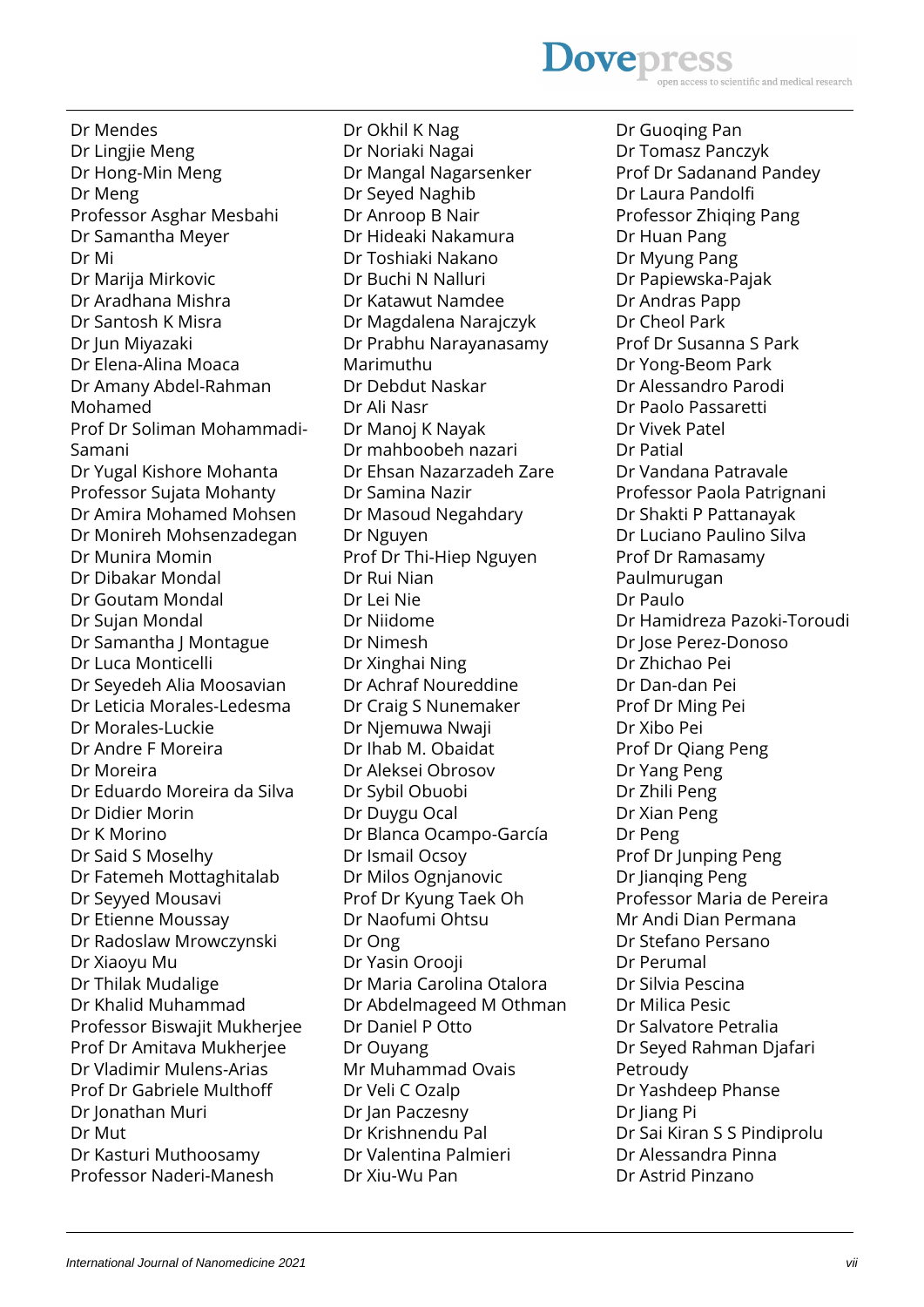Dr Mendes
Dr Lingjie Meng
Dr Hong-Min Meng
Dr Meng
Professor Asghar Mesbahi
Dr Samantha Meyer
Dr Mi
Dr Marija Mirkovic
Dr Aradhana Mishra
Dr Santosh K Misra
Dr Jun Miyazaki
Dr Elena-Alina Moaca
Dr Amany Abdel-Rahman Mohamed
Prof Dr Soliman Mohammadi-Samani
Dr Yugal Kishore Mohanta
Professor Sujata Mohanty
Dr Amira Mohamed Mohsen
Dr Monireh Mohsenzadegan
Dr Munira Momin
Dr Dibakar Mondal
Dr Goutam Mondal
Dr Sujan Mondal
Dr Samantha J Montague
Dr Luca Monticelli
Dr Seyedeh Alia Moosavian
Dr Leticia Morales-Ledesma
Dr Morales-Luckie
Dr Andre F Moreira
Dr Moreira
Dr Eduardo Moreira da Silva
Dr Didier Morin
Dr K Morino
Dr Said S Moselhy
Dr Fatemeh Mottaghitalab
Dr Seyyed Mousavi
Dr Etienne Moussay
Dr Radoslaw Mrowczynski
Dr Xiaoyu Mu
Dr Thilak Mudalige
Dr Khalid Muhammad
Professor Biswajit Mukherjee
Prof Dr Amitava Mukherjee
Dr Vladimir Mulens-Arias
Prof Dr Gabriele Multhoff
Dr Jonathan Muri
Dr Mut
Dr Kasturi Muthoosamy
Professor Naderi-Manesh
Dr Okhil K Nag
Dr Noriaki Nagai
Dr Mangal Nagarsenker
Dr Seyed Naghib
Dr Anroop B Nair
Dr Hideaki Nakamura
Dr Toshiaki Nakano
Dr Buchi N Nalluri
Dr Katawut Namdee
Dr Magdalena Narajczyk
Dr Prabhu Narayanasamy Marimuthu
Dr Debdut Naskar
Dr Ali Nasr
Dr Manoj K Nayak
Dr mahboobeh nazari
Dr Ehsan Nazarzadeh Zare
Dr Samina Nazir
Dr Masoud Negahdary
Dr Nguyen
Prof Dr Thi-Hiep Nguyen
Dr Rui Nian
Dr Lei Nie
Dr Niidome
Dr Nimesh
Dr Xinghai Ning
Dr Achraf Noureddine
Dr Craig S Nunemaker
Dr Njemuwa Nwaji
Dr Ihab M. Obaidat
Dr Aleksei Obrosov
Dr Sybil Obuobi
Dr Duygu Ocal
Dr Blanca Ocampo-García
Dr Ismail Ocsoy
Dr Milos Ognjanovic
Prof Dr Kyung Taek Oh
Dr Naofumi Ohtsu
Dr Ong
Dr Yasin Orooji
Dr Maria Carolina Otalora
Dr Abdelmageed M Othman
Dr Daniel P Otto
Dr Ouyang
Mr Muhammad Ovais
Dr Veli C Ozalp
Dr Jan Paczesny
Dr Krishnendu Pal
Dr Valentina Palmieri
Dr Xiu-Wu Pan
Dr Guoqing Pan
Dr Tomasz Panczyk
Prof Dr Sadanand Pandey
Dr Laura Pandolfi
Professor Zhiqing Pang
Dr Huan Pang
Dr Myung Pang
Dr Papiewska-Pajak
Dr Andras Papp
Dr Cheol Park
Prof Dr Susanna S Park
Dr Yong-Beom Park
Dr Alessandro Parodi
Dr Paolo Passaretti
Dr Vivek Patel
Dr Patial
Dr Vandana Patravale
Professor Paola Patrignani
Dr Shakti P Pattanayak
Dr Luciano Paulino Silva
Prof Dr Ramasamy Paulmurugan
Dr Paulo
Dr Hamidreza Pazoki-Toroudi
Dr Jose Perez-Donoso
Dr Zhichao Pei
Dr Dan-dan Pei
Prof Dr Ming Pei
Dr Xibo Pei
Prof Dr Qiang Peng
Dr Yang Peng
Dr Zhili Peng
Dr Xian Peng
Dr Peng
Prof Dr Junping Peng
Dr Jianqing Peng
Professor Maria de Pereira
Mr Andi Dian Permana
Dr Stefano Persano
Dr Perumal
Dr Silvia Pescina
Dr Milica Pesic
Dr Salvatore Petralia
Dr Seyed Rahman Djafari Petroudy
Dr Yashdeep Phanse
Dr Jiang Pi
Dr Sai Kiran S S Pindiprolu
Dr Alessandra Pinna
Dr Astrid Pinzano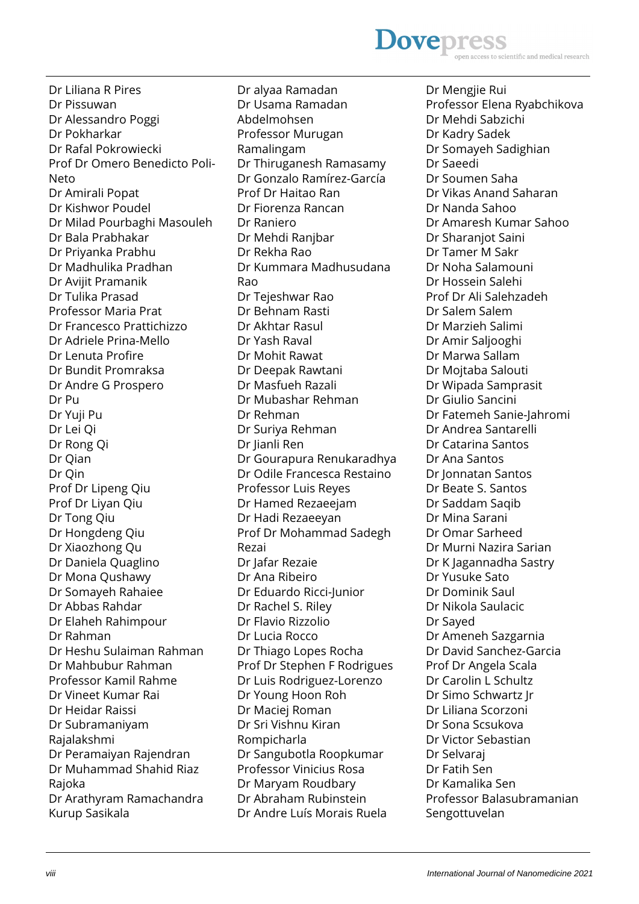Dr Liliana R Pires
Dr Pissuwan
Dr Alessandro Poggi
Dr Pokharkar
Dr Rafal Pokrowiecki
Prof Dr Omero Benedicto Poli-Neto
Dr Amirali Popat
Dr Kishwor Poudel
Dr Milad Pourbaghi Masouleh
Dr Bala Prabhakar
Dr Priyanka Prabhu
Dr Madhulika Pradhan
Dr Avijit Pramanik
Dr Tulika Prasad
Professor Maria Prat
Dr Francesco Prattichizzo
Dr Adriele Prina-Mello
Dr Lenuta Profire
Dr Bundit Promraksa
Dr Andre G Prospero
Dr Pu
Dr Yuji Pu
Dr Lei Qi
Dr Rong Qi
Dr Qian
Dr Qin
Prof Dr Lipeng Qiu
Prof Dr Liyan Qiu
Dr Tong Qiu
Dr Hongdeng Qiu
Dr Xiaozhong Qu
Dr Daniela Quaglino
Dr Mona Qushawy
Dr Somayeh Rahaiee
Dr Abbas Rahdar
Dr Elaheh Rahimpour
Dr Rahman
Dr Heshu Sulaiman Rahman
Dr Mahbubur Rahman
Professor Kamil Rahme
Dr Vineet Kumar Rai
Dr Heidar Raissi
Dr Subramaniyam Rajalakshmi
Dr Peramaiyan Rajendran
Dr Muhammad Shahid Riaz Rajoka
Dr Arathyram Ramachandra Kurup Sasikala
Dr alyaa Ramadan
Dr Usama Ramadan Abdelmohsen
Professor Murugan Ramalingam
Dr Thiruganesh Ramasamy
Dr Gonzalo Ramírez-García
Prof Dr Haitao Ran
Dr Fiorenza Rancan
Dr Raniero
Dr Mehdi Ranjbar
Dr Rekha Rao
Dr Kummara Madhusudana Rao
Dr Tejeshwar Rao
Dr Behnam Rasti
Dr Akhtar Rasul
Dr Yash Raval
Dr Mohit Rawat
Dr Deepak Rawtani
Dr Masfueh Razali
Dr Mubashar Rehman
Dr Rehman
Dr Suriya Rehman
Dr Jianli Ren
Dr Gourapura Renukaradhya
Dr Odile Francesca Restaino
Professor Luis Reyes
Dr Hamed Rezaeejam
Dr Hadi Rezaeeyan
Prof Dr Mohammad Sadegh Rezai
Dr Jafar Rezaie
Dr Ana Ribeiro
Dr Eduardo Ricci-Junior
Dr Rachel S. Riley
Dr Flavio Rizzolio
Dr Lucia Rocco
Dr Thiago Lopes Rocha
Prof Dr Stephen F Rodrigues
Dr Luis Rodriguez-Lorenzo
Dr Young Hoon Roh
Dr Maciej Roman
Dr Sri Vishnu Kiran Rompicharla
Dr Sangubotla Roopkumar
Professor Vinicius Rosa
Dr Maryam Roudbary
Dr Abraham Rubinstein
Dr Andre Luís Morais Ruela
Dr Mengjie Rui
Professor Elena Ryabchikova
Dr Mehdi Sabzichi
Dr Kadry Sadek
Dr Somayeh Sadighian
Dr Saeedi
Dr Soumen Saha
Dr Vikas Anand Saharan
Dr Nanda Sahoo
Dr Amaresh Kumar Sahoo
Dr Sharanjot Saini
Dr Tamer M Sakr
Dr Noha Salamouni
Dr Hossein Salehi
Prof Dr Ali Salehzadeh
Dr Salem Salem
Dr Marzieh Salimi
Dr Amir Saljooghi
Dr Marwa Sallam
Dr Mojtaba Salouti
Dr Wipada Samprasit
Dr Giulio Sancini
Dr Fatemeh Sanie-Jahromi
Dr Andrea Santarelli
Dr Catarina Santos
Dr Ana Santos
Dr Jonnatan Santos
Dr Beate S. Santos
Dr Saddam Saqib
Dr Mina Sarani
Dr Omar Sarheed
Dr Murni Nazira Sarian
Dr K Jagannadha Sastry
Dr Yusuke Sato
Dr Dominik Saul
Dr Nikola Saulacic
Dr Sayed
Dr Ameneh Sazgarnia
Dr David Sanchez-Garcia
Prof Dr Angela Scala
Dr Carolin L Schultz
Dr Simo Schwartz Jr
Dr Liliana Scorzoni
Dr Sona Scsukova
Dr Victor Sebastian
Dr Selvaraj
Dr Fatih Sen
Dr Kamalika Sen
Professor Balasubramanian Sengottuvelan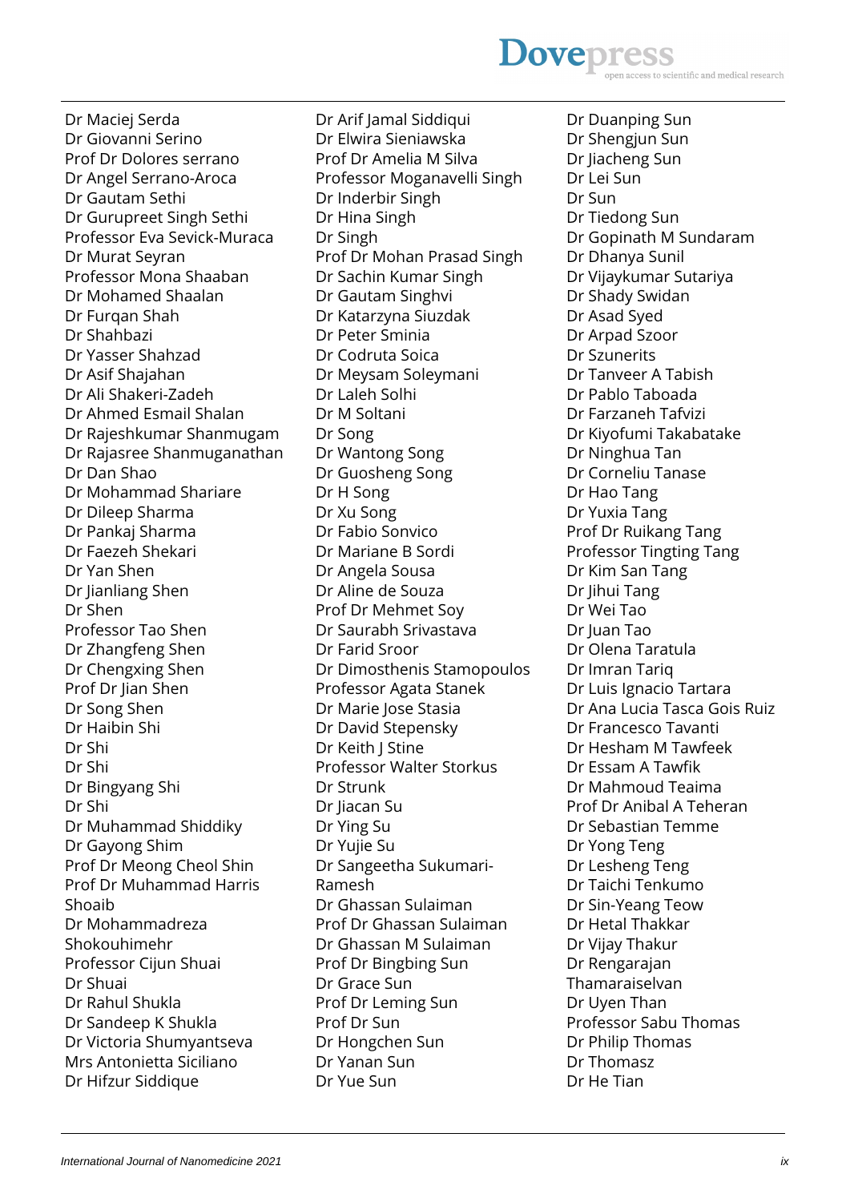Dr Maciej Serda
Dr Giovanni Serino
Prof Dr Dolores serrano
Dr Angel Serrano-Aroca
Dr Gautam Sethi
Dr Gurupreet Singh Sethi
Professor Eva Sevick-Muraca
Dr Murat Seyran
Professor Mona Shaaban
Dr Mohamed Shaalan
Dr Furqan Shah
Dr Shahbazi
Dr Yasser Shahzad
Dr Asif Shajahan
Dr Ali Shakeri-Zadeh
Dr Ahmed Esmail Shalan
Dr Rajeshkumar Shanmugam
Dr Rajasree Shanmuganathan
Dr Dan Shao
Dr Mohammad Shariare
Dr Dileep Sharma
Dr Pankaj Sharma
Dr Faezeh Shekari
Dr Yan Shen
Dr Jianliang Shen
Dr Shen
Professor Tao Shen
Dr Zhangfeng Shen
Dr Chengxing Shen
Prof Dr Jian Shen
Dr Song Shen
Dr Haibin Shi
Dr Shi
Dr Shi
Dr Bingyang Shi
Dr Shi
Dr Muhammad Shiddiky
Dr Gayong Shim
Prof Dr Meong Cheol Shin
Prof Dr Muhammad Harris Shoaib
Dr Mohammadreza Shokouhimehr
Professor Cijun Shuai
Dr Shuai
Dr Rahul Shukla
Dr Sandeep K Shukla
Dr Victoria Shumyantseva
Mrs Antonietta Siciliano
Dr Hifzur Siddique
Dr Arif Jamal Siddiqui
Dr Elwira Sieniawska
Prof Dr Amelia M Silva
Professor Moganavelli Singh
Dr Inderbir Singh
Dr Hina Singh
Dr Singh
Prof Dr Mohan Prasad Singh
Dr Sachin Kumar Singh
Dr Gautam Singhvi
Dr Katarzyna Siuzdak
Dr Peter Sminia
Dr Codruta Soica
Dr Meysam Soleymani
Dr Laleh Solhi
Dr M Soltani
Dr Song
Dr Wantong Song
Dr Guosheng Song
Dr H Song
Dr Xu Song
Dr Fabio Sonvico
Dr Mariane B Sordi
Dr Angela Sousa
Dr Aline de Souza
Prof Dr Mehmet Soy
Dr Saurabh Srivastava
Dr Farid Sroor
Dr Dimosthenis Stamopoulos
Professor Agata Stanek
Dr Marie Jose Stasia
Dr David Stepensky
Dr Keith J Stine
Professor Walter Storkus
Dr Strunk
Dr Jiacan Su
Dr Ying Su
Dr Yujie Su
Dr Sangeetha Sukumari-Ramesh
Dr Ghassan Sulaiman
Prof Dr Ghassan Sulaiman
Dr Ghassan M Sulaiman
Prof Dr Bingbing Sun
Dr Grace Sun
Prof Dr Leming Sun
Prof Dr Sun
Dr Hongchen Sun
Dr Yanan Sun
Dr Yue Sun
Dr Duanping Sun
Dr Shengjun Sun
Dr Jiacheng Sun
Dr Lei Sun
Dr Sun
Dr Tiedong Sun
Dr Gopinath M Sundaram
Dr Dhanya Sunil
Dr Vijaykumar Sutariya
Dr Shady Swidan
Dr Asad Syed
Dr Arpad Szoor
Dr Szunerits
Dr Tanveer A Tabish
Dr Pablo Taboada
Dr Farzaneh Tafvizi
Dr Kiyofumi Takabatake
Dr Ninghua Tan
Dr Corneliu Tanase
Dr Hao Tang
Dr Yuxia Tang
Prof Dr Ruikang Tang
Professor Tingting Tang
Dr Kim San Tang
Dr Jihui Tang
Dr Wei Tao
Dr Juan Tao
Dr Olena Taratula
Dr Imran Tariq
Dr Luis Ignacio Tartara
Dr Ana Lucia Tasca Gois Ruiz
Dr Francesco Tavanti
Dr Hesham M Tawfeek
Dr Essam A Tawfik
Dr Mahmoud Teaima
Prof Dr Anibal A Teheran
Dr Sebastian Temme
Dr Yong Teng
Dr Lesheng Teng
Dr Taichi Tenkumo
Dr Sin-Yeang Teow
Dr Hetal Thakkar
Dr Vijay Thakur
Dr Rengarajan Thamaraiselvan
Dr Uyen Than
Professor Sabu Thomas
Dr Philip Thomas
Dr Thomasz
Dr He Tian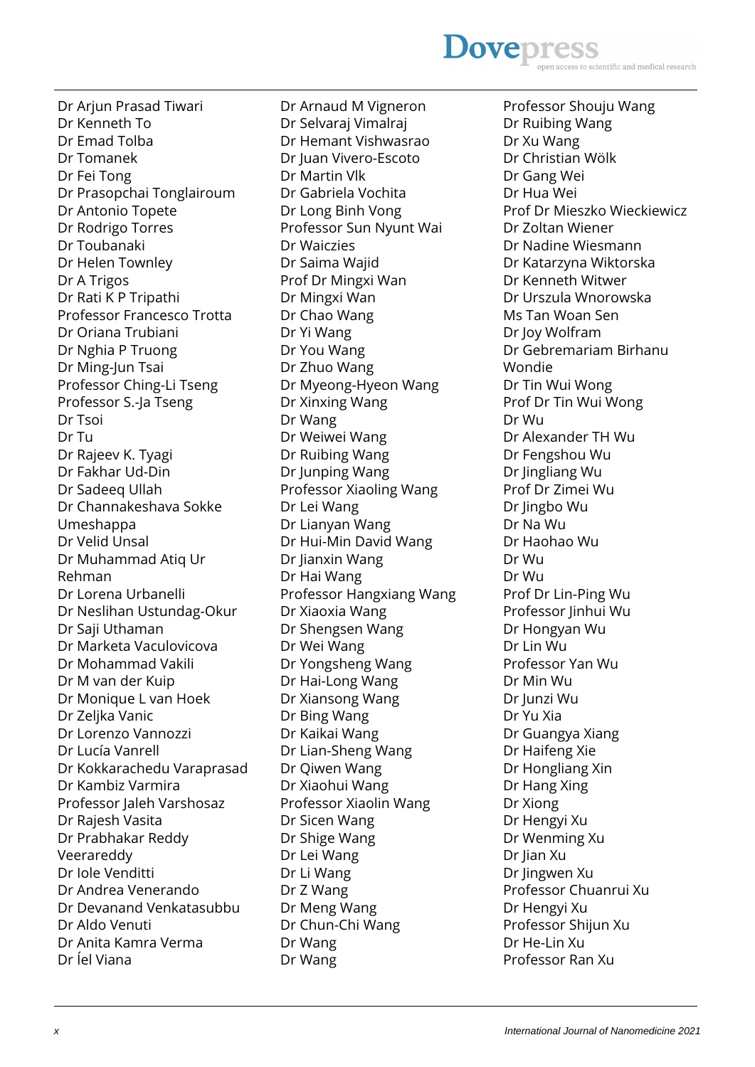Dr Arjun Prasad Tiwari
Dr Kenneth To
Dr Emad Tolba
Dr Tomanek
Dr Fei Tong
Dr Prasopchai Tonglairoum
Dr Antonio Topete
Dr Rodrigo Torres
Dr Toubanaki
Dr Helen Townley
Dr A Trigos
Dr Rati K P Tripathi
Professor Francesco Trotta
Dr Oriana Trubiani
Dr Nghia P Truong
Dr Ming-Jun Tsai
Professor Ching-Li Tseng
Professor S.-Ja Tseng
Dr Tsoi
Dr Tu
Dr Rajeev K. Tyagi
Dr Fakhar Ud-Din
Dr Sadeeq Ullah
Dr Channakeshava Sokke Umeshappa
Dr Velid Unsal
Dr Muhammad Atiq Ur Rehman
Dr Lorena Urbanelli
Dr Neslihan Ustundag-Okur
Dr Saji Uthaman
Dr Marketa Vaculovicova
Dr Mohammad Vakili
Dr M van der Kuip
Dr Monique L van Hoek
Dr Zeljka Vanic
Dr Lorenzo Vannozzi
Dr Lucía Vanrell
Dr Kokkarachedu Varaprasad
Dr Kambiz Varmira
Professor Jaleh Varshosaz
Dr Rajesh Vasita
Dr Prabhakar Reddy Veerareddy
Dr Iole Venditti
Dr Andrea Venerando
Dr Devanand Venkatasubbu
Dr Aldo Venuti
Dr Anita Kamra Verma
Dr Íel Viana
Dr Arnaud M Vigneron
Dr Selvaraj Vimalraj
Dr Hemant Vishwasrao
Dr Juan Vivero-Escoto
Dr Martin Vlk
Dr Gabriela Vochita
Dr Long Binh Vong
Professor Sun Nyunt Wai
Dr Waiczies
Dr Saima Wajid
Prof Dr Mingxi Wan
Dr Mingxi Wan
Dr Chao Wang
Dr Yi Wang
Dr You Wang
Dr Zhuo Wang
Dr Myeong-Hyeon Wang
Dr Xinxing Wang
Dr Wang
Dr Weiwei Wang
Dr Ruibing Wang
Dr Junping Wang
Professor Xiaoling Wang
Dr Lei Wang
Dr Lianyan Wang
Dr Hui-Min David Wang
Dr Jianxin Wang
Dr Hai Wang
Professor Hangxiang Wang
Dr Xiaoxia Wang
Dr Shengsen Wang
Dr Wei Wang
Dr Yongsheng Wang
Dr Hai-Long Wang
Dr Xiansong Wang
Dr Bing Wang
Dr Kaikai Wang
Dr Lian-Sheng Wang
Dr Qiwen Wang
Dr Xiaohui Wang
Professor Xiaolin Wang
Dr Sicen Wang
Dr Shige Wang
Dr Lei Wang
Dr Li Wang
Dr Z Wang
Dr Meng Wang
Dr Chun-Chi Wang
Dr Wang
Dr Wang
Professor Shouju Wang
Dr Ruibing Wang
Dr Xu Wang
Dr Christian Wölk
Dr Gang Wei
Dr Hua Wei
Prof Dr Mieszko Wieckiewicz
Dr Zoltan Wiener
Dr Nadine Wiesmann
Dr Katarzyna Wiktorska
Dr Kenneth Witwer
Dr Urszula Wnorowska
Ms Tan Woan Sen
Dr Joy Wolfram
Dr Gebremariam Birhanu Wondie
Dr Tin Wui Wong
Prof Dr Tin Wui Wong
Dr Wu
Dr Alexander TH Wu
Dr Fengshou Wu
Dr Jingliang Wu
Prof Dr Zimei Wu
Dr Jingbo Wu
Dr Na Wu
Dr Haohao Wu
Dr Wu
Dr Wu
Prof Dr Lin-Ping Wu
Professor Jinhui Wu
Dr Hongyan Wu
Dr Lin Wu
Professor Yan Wu
Dr Min Wu
Dr Junzi Wu
Dr Yu Xia
Dr Guangya Xiang
Dr Haifeng Xie
Dr Hongliang Xin
Dr Hang Xing
Dr Xiong
Dr Hengyi Xu
Dr Wenming Xu
Dr Jian Xu
Dr Jingwen Xu
Professor Chuanrui Xu
Dr Hengyi Xu
Professor Shijun Xu
Dr He-Lin Xu
Professor Ran Xu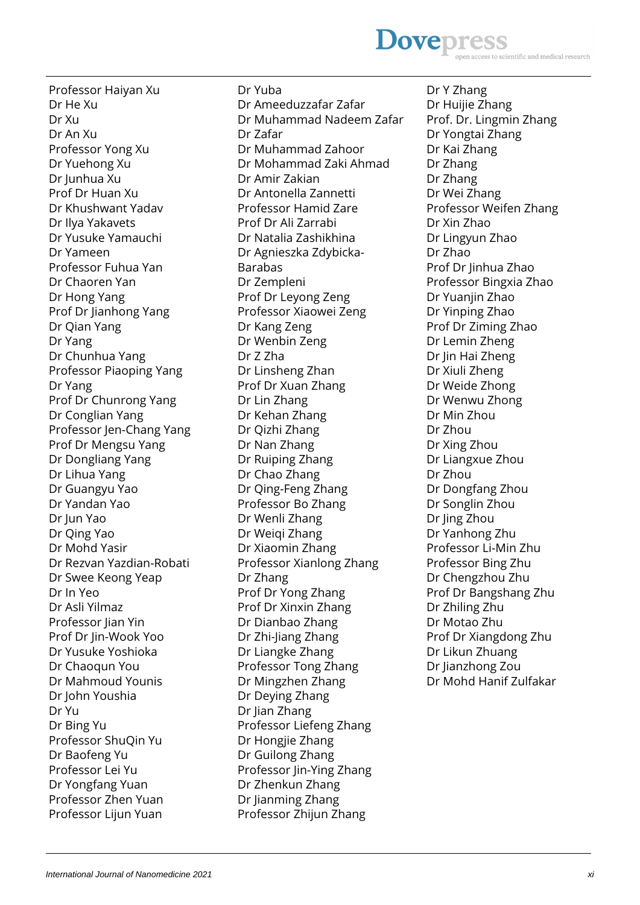Professor Haiyan Xu
Dr He Xu
Dr Xu
Dr An Xu
Professor Yong Xu
Dr Yuehong Xu
Dr Junhua Xu
Prof Dr Huan Xu
Dr Khushwant Yadav
Dr Ilya Yakavets
Dr Yusuke Yamauchi
Dr Yameen
Professor Fuhua Yan
Dr Chaoren Yan
Dr Hong Yang
Prof Dr Jianhong Yang
Dr Qian Yang
Dr Yang
Dr Chunhua Yang
Professor Piaoping Yang
Dr Yang
Prof Dr Chunrong Yang
Dr Conglian Yang
Professor Jen-Chang Yang
Prof Dr Mengsu Yang
Dr Dongliang Yang
Dr Lihua Yang
Dr Guangyu Yao
Dr Yandan Yao
Dr Jun Yao
Dr Qing Yao
Dr Mohd Yasir
Dr Rezvan Yazdian-Robati
Dr Swee Keong Yeap
Dr In Yeo
Dr Asli Yilmaz
Professor Jian Yin
Prof Dr Jin-Wook Yoo
Dr Yusuke Yoshioka
Dr Chaoqun You
Dr Mahmoud Younis
Dr John Youshia
Dr Yu
Dr Bing Yu
Professor ShuQin Yu
Dr Baofeng Yu
Professor Lei Yu
Dr Yongfang Yuan
Professor Zhen Yuan
Professor Lijun Yuan
Dr Yuba
Dr Ameeduzzafar Zafar
Dr Muhammad Nadeem Zafar
Dr Zafar
Dr Muhammad Zahoor
Dr Mohammad Zaki Ahmad
Dr Amir Zakian
Dr Antonella Zannetti
Professor Hamid Zare
Prof Dr Ali Zarrabi
Dr Natalia Zashikhina
Dr Agnieszka Zdybicka-Barabas
Dr Zempleni
Prof Dr Leyong Zeng
Professor Xiaowei Zeng
Dr Kang Zeng
Dr Wenbin Zeng
Dr Z Zha
Dr Linsheng Zhan
Prof Dr Xuan Zhang
Dr Lin Zhang
Dr Kehan Zhang
Dr Qizhi Zhang
Dr Nan Zhang
Dr Ruiping Zhang
Dr Chao Zhang
Dr Qing-Feng Zhang
Professor Bo Zhang
Dr Wenli Zhang
Dr Weiqi Zhang
Dr Xiaomin Zhang
Professor Xianlong Zhang
Dr Zhang
Prof Dr Yong Zhang
Prof Dr Xinxin Zhang
Dr Dianbao Zhang
Dr Zhi-Jiang Zhang
Dr Liangke Zhang
Professor Tong Zhang
Dr Mingzhen Zhang
Dr Deying Zhang
Dr Jian Zhang
Professor Liefeng Zhang
Dr Hongjie Zhang
Dr Guilong Zhang
Professor Jin-Ying Zhang
Dr Zhenkun Zhang
Dr Jianming Zhang
Professor Zhijun Zhang
Dr Y Zhang
Dr Huijie Zhang
Prof. Dr. Lingmin Zhang
Dr Yongtai Zhang
Dr Kai Zhang
Dr Zhang
Dr Zhang
Dr Wei Zhang
Professor Weifen Zhang
Dr Xin Zhao
Dr Lingyun Zhao
Dr Zhao
Prof Dr Jinhua Zhao
Professor Bingxia Zhao
Dr Yuanjin Zhao
Dr Yinping Zhao
Prof Dr Ziming Zhao
Dr Lemin Zheng
Dr Jin Hai Zheng
Dr Xiuli Zheng
Dr Weide Zhong
Dr Wenwu Zhong
Dr Min Zhou
Dr Zhou
Dr Xing Zhou
Dr Liangxue Zhou
Dr Zhou
Dr Dongfang Zhou
Dr Songlin Zhou
Dr Jing Zhou
Dr Yanhong Zhu
Professor Li-Min Zhu
Professor Bing Zhu
Dr Chengzhou Zhu
Prof Dr Bangshang Zhu
Dr Zhiling Zhu
Dr Motao Zhu
Prof Dr Xiangdong Zhu
Dr Likun Zhuang
Dr Jianzhong Zou
Dr Mohd Hanif Zulfakar